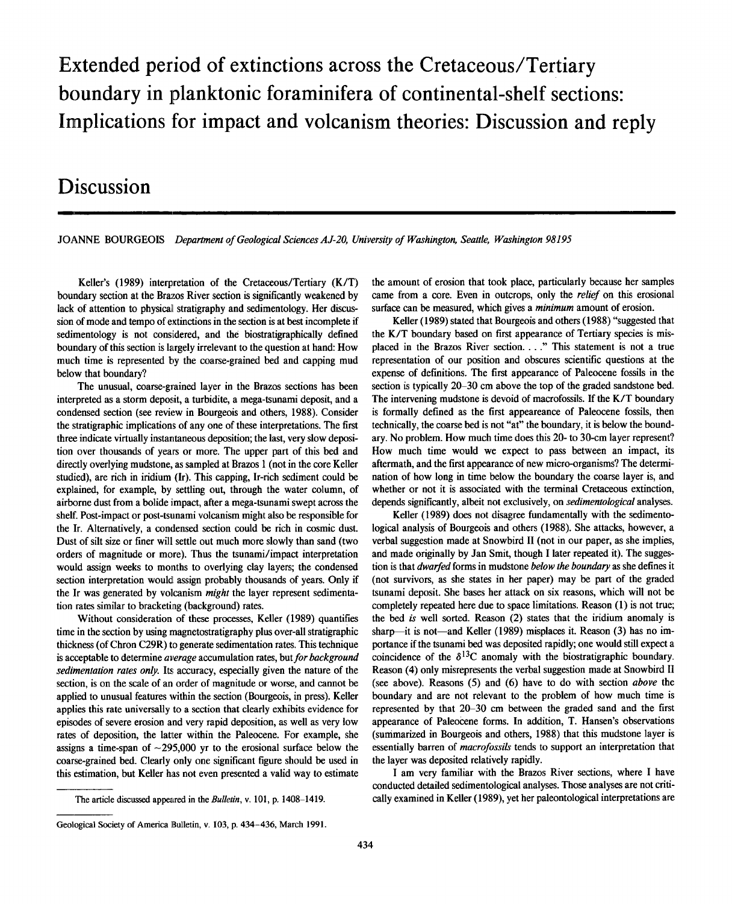# Extended period of extinctions across the Cretaceous/Tertiary boundary in planktonic foraminifera of continental-shelf sections: Implications for impact and volcanism theories: Discussion and reply

## Discussion

JOANNE BOURGEOIS *Department of Geological Sciences AJ-20, University of Washington, Seattle, Washington 98195*

Keller's (1989) interpretation of the Cretaceous/Tertiary (K/T) boundary section at the Brazos River section is significantly weakened by lack of attention to physical stratigraphy and sedimentology. Her discussion of mode and tempo of extinctions in the section is at best incomplete if sedimentology is not considered, and the biostratigraphically defined boundary of this section is largely irrelevant to the question at hand: How much time is represented by the coarse-grained bed and capping mud below that boundary?

The unusual, coarse-grained layer in the Brazos sections has been interpreted as a storm deposit, a turbidite, a mega-tsunami deposit, and a condensed section (see review in Bourgeois and others, 1988). Consider the stratigraphic implications of any one of these interpretations. The first three indicate virtually instantaneous deposition; the last, very slow deposition over thousands of years or more. The upper part of this bed and directly overlying mudstone, as sampled at Brazos 1 (not in the core Keller studied), are rich in iridium (Ir). This capping, Ir-rich sediment could be explained, for example, by settling out, through the water column, of airborne dust from a bolide impact, after a mega-tsunami swept across the shelf. Post-impact or post-tsunami volcanism might also be responsible for the Ir. Alternatively, a condensed section could be rich in cosmic dust. Dust of silt size or finer will settle out much more slowly than sand (two orders of magnitude or more). Thus the tsunami/impact interpretation would assign weeks to months to overlying clay layers; the condensed section interpretation would assign probably thousands of years. Only if the Ir was generated by volcanism *might* the layer represent sedimentation rates similar to bracketing (background) rates.

Without consideration of these processes, Keller (1989) quantifies time in the section by using magnetostratigraphy plus over-all stratigraphic thickness (of Chron C29R) to generate sedimentation rates. This technique is acceptable to determine *average* accumulation rates, but *for background sedimentation rates only.* Its accuracy, especially given the nature of the section, is on the scale of an order of magnitude or worse, and cannot be applied to unusual features within the section (Bourgeois, in press). Keller applies this rate universally to a section that clearly exhibits evidence for episodes of severe erosion and very rapid deposition, as well as very low rates of deposition, the latter within the Paleocene. For example, she assigns a time-span of ~295,000 yr to the erosional surface below the coarse-grained bed. Clearly only one significant figure should be used in this estimation, but Keller has not even presented a valid way to estimate the amount of erosion that took place, particularly because her samples came from a core. Even in outcrops, only the *relief* on this erosional surface can be measured, which gives a *minimum* amount of erosion.

Keller (1989) stated that Bourgeois and others (1988) "suggested that the K/T boundary based on first appearance of Tertiary species is misplaced in the Brazos River section. . . ." This statement is not a true representation of our position and obscures scientific questions at the expense of definitions. The first appearance of Paleocene fossils in the section is typically 20–30 cm above the top of the graded sandstone bed. The intervening mudstone is devoid of macrofossils. If the K/T boundary is formally defined as the first appeareance of Paleocene fossils, then technically, the coarse bed is not "at" the boundary, it is below the boundary. No problem. How much time does this 20- to 30-cm layer represent? How much time would we expect to pass between an impact, its aftermath, and the first appearance of new micro-organisms? The determination of how long in time below the boundary the coarse layer is, and whether or not it is associated with the terminal Cretaceous extinction, depends significantly, albeit not exclusively, on *sedimentological* analyses.

Keller (1989) does not disagree fundamentally with the sedimentological analysis of Bourgeois and others (1988). She attacks, however, a verbal suggestion made at Snowbird II (not in our paper, as she implies, and made originally by Jan Smit, though I later repeated it). The suggestion is that *dwarfed* forms in mudstone *below the boundary* as she defines it (not survivors, as she states in her paper) may be part of the graded tsunami deposit. She bases her attack on six reasons, which will not be completely repeated here due to space limitations. Reason (1) is not true; the bed *is* well sorted. Reason (2) states that the iridium anomaly is sharp—it is not—and Keller (1989) misplaces it. Reason (3) has no importance if the tsunami bed was deposited rapidly; one would still expect a coincidence of the $\delta^{13}C$ anomaly with the biostratigraphic boundary. Reason (4) only misrepresents the verbal suggestion made at Snowbird II (see above). Reasons (5) and (6) have to do with section *above* the boundary and are not relevant to the problem of how much time is represented by that 20–30 cm between the graded sand and the first appearance of Paleocene forms. In addition, T. Hansen's observations (summarized in Bourgeois and others, 1988) that this mudstone layer is essentially barren of *macrofossils* tends to support an interpretation that the layer was deposited relatively rapidly.

I am very familiar with the Brazos River sections, where I have conducted detailed sedimentological analyses. Those analyses are not critically examined in Keller (1989), yet her paleontological interpretations are

The article discussed appeared in the *Bulletin*, v. 101, p. 1408–1419.

Geological Society of America Bulletin, v. 103, p. 434–436, March 1991.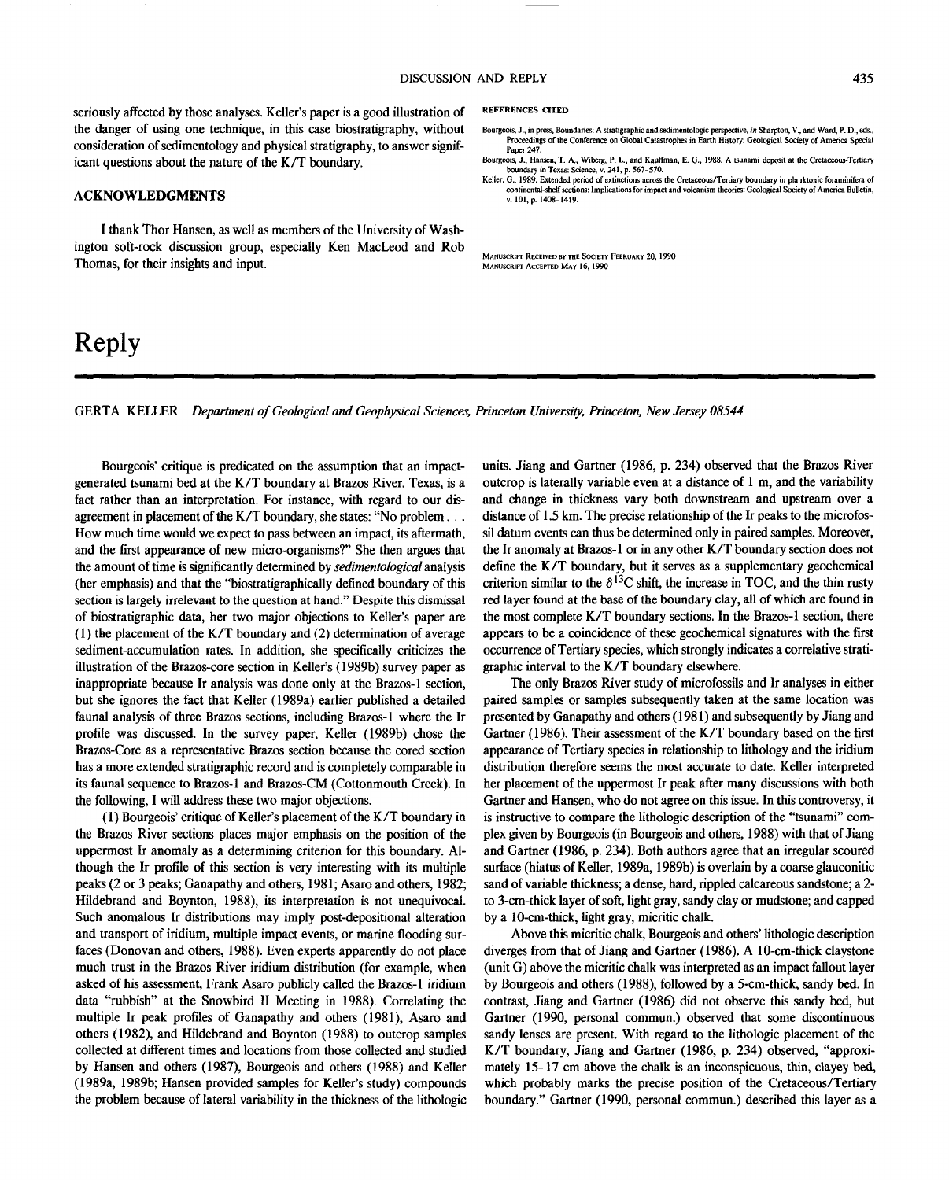seriously affected by those analyses. Keller's paper is a good illustration of the danger of using one technique, in this case biostratigraphy, without consideration of sedimentology and physical stratigraphy, to answer significant questions about the nature of the K/T boundary.

## ACKNOWLEDGMENTS

I thank Thor Hansen, as well as members of the University of Washington soft-rock discussion group, especially Ken MacLeod and Rob Thomas, for their insights and input.

### REFERENCES CITED

Bourgeois, J., in press, Boundaries: A stratigraphic and sedimentologic perspective, *in* Sharpton, V., and Ward, P. D., eds., Proceedings of the Conference on Global Catastrophes in Earth History: Geological Society of America Special Paper 247.

Bourgeois, J., Hansen, T. A., Wiberg, P. L., and Kauffman, E. G., 1988, A tsunami deposit at the Cretaceous-Tertiary boundary in Texas: Science, v. 241, p. 567–570.

Keller, G., 1989, Extended period of extinctions across the Cretaceous/Tertiary boundary in planktonic foraminifera of continental-shelf sections: Implications for impact and volcanism theories: Geological Society of America Bulletin, v. 101, p. 1408–1419.

Manuscript Received by the Society February 20, 1990
Manuscript Accepted May 16, 1990

# Reply

GERTA KELLER *Department of Geological and Geophysical Sciences, Princeton University, Princeton, New Jersey 08544*

Bourgeois' critique is predicated on the assumption that an impact-generated tsunami bed at the K/T boundary at Brazos River, Texas, is a fact rather than an interpretation. For instance, with regard to our disagreement in placement of the K/T boundary, she states: "No problem . . . How much time would we expect to pass between an impact, its aftermath, and the first appearance of new micro-organisms?" She then argues that the amount of time is significantly determined by *sedimentological* analysis (her emphasis) and that the "biostratigraphically defined boundary of this section is largely irrelevant to the question at hand." Despite this dismissal of biostratigraphic data, her two major objections to Keller's paper are (1) the placement of the K/T boundary and (2) determination of average sediment-accumulation rates. In addition, she specifically criticizes the illustration of the Brazos-core section in Keller's (1989b) survey paper as inappropriate because Ir analysis was done only at the Brazos-1 section, but she ignores the fact that Keller (1989a) earlier published a detailed faunal analysis of three Brazos sections, including Brazos-1 where the Ir profile was discussed. In the survey paper, Keller (1989b) chose the Brazos-Core as a representative Brazos section because the cored section has a more extended stratigraphic record and is completely comparable in its faunal sequence to Brazos-1 and Brazos-CM (Cottonmouth Creek). In the following, I will address these two major objections.

(1) Bourgeois' critique of Keller's placement of the K/T boundary in the Brazos River sections places major emphasis on the position of the uppermost Ir anomaly as a determining criterion for this boundary. Although the Ir profile of this section is very interesting with its multiple peaks (2 or 3 peaks; Ganapathy and others, 1981; Asaro and others, 1982; Hildebrand and Boynton, 1988), its interpretation is not unequivocal. Such anomalous Ir distributions may imply post-depositional alteration and transport of iridium, multiple impact events, or marine flooding surfaces (Donovan and others, 1988). Even experts apparently do not place much trust in the Brazos River iridium distribution (for example, when asked of his assessment, Frank Asaro publicly called the Brazos-1 iridium data "rubbish" at the Snowbird II Meeting in 1988). Correlating the multiple Ir peak profiles of Ganapathy and others (1981), Asaro and others (1982), and Hildebrand and Boynton (1988) to outcrop samples collected at different times and locations from those collected and studied by Hansen and others (1987), Bourgeois and others (1988) and Keller (1989a, 1989b; Hansen provided samples for Keller's study) compounds the problem because of lateral variability in the thickness of the lithologic units. Jiang and Gartner (1986, p. 234) observed that the Brazos River outcrop is laterally variable even at a distance of 1 m, and the variability and change in thickness vary both downstream and upstream over a distance of 1.5 km. The precise relationship of the Ir peaks to the microfossil datum events can thus be determined only in paired samples. Moreover, the Ir anomaly at Brazos-1 or in any other K/T boundary section does not define the K/T boundary, but it serves as a supplementary geochemical criterion similar to the $\delta^{13}C$ shift, the increase in TOC, and the thin rusty red layer found at the base of the boundary clay, all of which are found in the most complete K/T boundary sections. In the Brazos-1 section, there appears to be a coincidence of these geochemical signatures with the first occurrence of Tertiary species, which strongly indicates a correlative stratigraphic interval to the K/T boundary elsewhere.

The only Brazos River study of microfossils and Ir analyses in either paired samples or samples subsequently taken at the same location was presented by Ganapathy and others (1981) and subsequently by Jiang and Gartner (1986). Their assessment of the K/T boundary based on the first appearance of Tertiary species in relationship to lithology and the iridium distribution therefore seems the most accurate to date. Keller interpreted her placement of the uppermost Ir peak after many discussions with both Gartner and Hansen, who do not agree on this issue. In this controversy, it is instructive to compare the lithologic description of the "tsunami" complex given by Bourgeois (in Bourgeois and others, 1988) with that of Jiang and Gartner (1986, p. 234). Both authors agree that an irregular scoured surface (hiatus of Keller, 1989a, 1989b) is overlain by a coarse glauconitic sand of variable thickness; a dense, hard, rippled calcareous sandstone; a 2- to 3-cm-thick layer of soft, light gray, sandy clay or mudstone; and capped by a 10-cm-thick, light gray, micritic chalk.

Above this micritic chalk, Bourgeois and others' lithologic description diverges from that of Jiang and Gartner (1986). A 10-cm-thick claystone (unit G) above the micritic chalk was interpreted as an impact fallout layer by Bourgeois and others (1988), followed by a 5-cm-thick, sandy bed. In contrast, Jiang and Gartner (1986) did not observe this sandy bed, but Gartner (1990, personal commun.) observed that some discontinuous sandy lenses are present. With regard to the lithologic placement of the K/T boundary, Jiang and Gartner (1986, p. 234) observed, "approximately 15–17 cm above the chalk is an inconspicuous, thin, clayey bed, which probably marks the precise position of the Cretaceous/Tertiary boundary." Gartner (1990, personal commun.) described this layer as a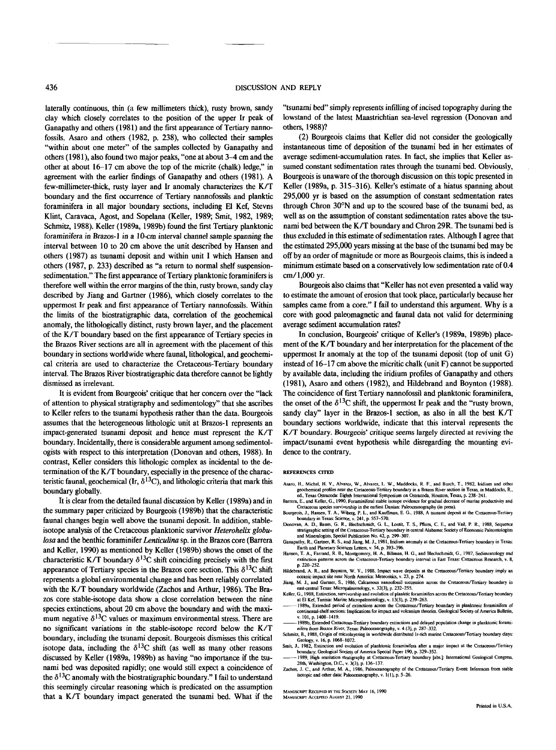laterally continuous, thin (a few millimeters thick), rusty brown, sandy clay which closely correlates to the position of the upper Ir peak of Ganapathy and others (1981) and the first appearance of Tertiary nannofossils. Asaro and others (1982, p. 238), who collected their samples "within about one meter" of the samples collected by Ganapathy and others (1981), also found two major peaks, "one at about 3–4 cm and the other at about 16–17 cm above the top of the micrite (chalk) ledge," in agreement with the earlier findings of Ganapathy and others (1981). A few-millimeter-thick, rusty layer and Ir anomaly characterizes the K/T boundary and the first occurrence of Tertiary nannofossils and planktic foraminifera in all major boundary sections, including El Kef, Stevns Klint, Caravaca, Agost, and Sopelana (Keller, 1989; Smit, 1982, 1989; Schmitz, 1988). Keller (1989a, 1989b) found the first Tertiary planktonic foraminifera in Brazos-1 in a 10-cm interval channel sample spanning the interval between 10 to 20 cm above the unit described by Hansen and others (1987) as tsunami deposit and within unit I which Hansen and others (1987, p. 233) described as "a return to normal shelf suspension-sedimentation." The first appearance of Tertiary planktonic foraminifers is therefore well within the error margins of the thin, rusty brown, sandy clay described by Jiang and Gartner (1986), which closely correlates to the uppermost Ir peak and first appearance of Tertiary nannofossils. Within the limits of the biostratigraphic data, correlation of the geochemical anomaly, the lithologically distinct, rusty brown layer, and the placement of the K/T boundary based on the first appearance of Tertiary species in the Brazos River sections are all in agreement with the placement of this boundary in sections worldwide where faunal, lithological, and geochemical criteria are used to characterize the Cretaceous-Tertiary boundary interval. The Brazos River biostratigraphic data therefore cannot be lightly dismissed as irrelevant.

It is evident from Bourgeois' critique that her concern over the "lack of attention to physical stratigraphy and sedimentology" that she ascribes to Keller refers to the tsunami hypothesis rather than the data. Bourgeois assumes that the heterogeneous lithologic unit at Brazos-1 represents an impact-generated tsunami deposit and hence must represent the K/T boundary. Incidentally, there is considerable argument among sedimentologists with respect to this interpretation (Donovan and others, 1988). In contrast, Keller considers this lithologic complex as incidental to the determination of the K/T boundary, especially in the presence of the characteristic faunal, geochemical (Ir, $\delta^{13}C$), and lithologic criteria that mark this boundary globally.

It is clear from the detailed faunal discussion by Keller (1989a) and in the summary paper criticized by Bourgeois (1989b) that the characteristic faunal changes begin well above the tsunami deposit. In addition, stable-isotope analysis of the Cretaceous planktonic survivor *Heterohelix globulosa* and the benthic foraminifer *Lenticulina* sp. in the Brazos core (Barrera and Keller, 1990) as mentioned by Keller (1989b) shows the onset of the characteristic K/T boundary $\delta^{13}C$ shift coinciding precisely with the first appearance of Tertiary species in the Brazos core section. This $\delta^{13}C$ shift represents a global environmental change and has been reliably correlated with the K/T boundary worldwide (Zachos and Arthur, 1986). The Brazos core stable-isotope data show a close correlation between the nine species extinctions, about 20 cm above the boundary and with the maximum negative $\delta^{13}C$ values or maximum environmental stress. There are no significant variations in the stable-isotope record below the K/T boundary, including the tsunami deposit. Bourgeois dismisses this critical isotope data, including the $\delta^{13}C$ shift (as well as many other reasons discussed by Keller (1989a, 1989b) as having "no importance if the tsunami bed was deposited rapidly; one would still expect a coincidence of the $\delta^{13}C$ anomaly with the biostratigraphic boundary." I fail to understand this seemingly circular reasoning which is predicated on the assumption that a K/T boundary impact generated the tsunami bed. What if the "tsunami bed" simply represents infilling of incised topography during the lowstand of the latest Maastrichtian sea-level regression (Donovan and others, 1988)?

(2) Bourgeois claims that Keller did not consider the geologically instantaneous time of deposition of the tsunami bed in her estimates of average sediment-accumulation rates. In fact, she implies that Keller assumed constant sedimentation rates through the tsunami bed. Obviously, Bourgeois is unaware of the thorough discussion on this topic presented in Keller (1989a, p. 315–316). Keller's estimate of a hiatus spanning about 295,000 yr is based on the assumption of constant sedmentation rates through Chron 30°N and up to the scoured base of the tsunami bed, as well as on the assumption of constant sedimentation rates above the tsunami bed between the K/T boundary and Chron 29R. The tsunami bed is thus excluded in this estimate of sedimentation rates. Although I agree that the estimated 295,000 years missing at the base of the tsunami bed may be off by an order of magnitude or more as Bourgeois claims, this is indeed a minimum estimate based on a conservatively low sedimentation rate of 0.4 cm/1,000 yr.

Bourgeois also claims that "Keller has not even presented a valid way to estimate the amount of erosion that took place, particularly because her samples came from a core." I fail to understand this argument. Why is a core with good paleomagnetic and faunal data not valid for determining average sediment accumulation rates?

In conclusion, Bourgeois' critique of Keller's (1989a, 1989b) placement of the K/T boundary and her interpretation for the placement of the uppermost Ir anomaly at the top of the tsunami deposit (top of unit G) instead of 16–17 cm above the micritic chalk (unit F) cannot be supported by available data, including the iridium profiles of Ganapathy and others (1981), Asaro and others (1982), and Hildebrand and Boynton (1988). The coincidence of first Tertiary nannofossil and planktonic foraminifera, the onset of the $\delta^{13}C$ shift, the uppermost Ir peak and the "rusty brown, sandy clay" layer in the Brazos-1 section, as also in all the best K/T boundary sections worldwide, indicate that this interval represents the K/T boundary. Bourgeois' critique seems largely directed at reviving the impact/tsunami event hypothesis while disregarding the mounting evidence to the contrary.

## REFERENCES CITED

Asaro, H., Michel, H. V., Alvarez, W., Alvarez, L. W., Maddocks, R. F., and Burch, T., 1982, Iridium and other geochemical profiles near the Cretaceous-Tertiary boundary in a Brazos River section in Texas, *in* Maddocks, R., ed., Texas Ostracoda: Eighth International Symposium on Ostracoda, Houston, Texas, p. 238–241.

Barrera, E., and Keller, G., 1990, Foraminiferal stable isotope evidence for gradual decrease of marine productivity and Cretaceous species survivorship in the earliest Danian: Paleoceanography (in press).

Bourgeois, J., Hansen, T. A., Wiberg, P. L., and Kauffman, E. G., 1988, A tsunami deposit at the Cretaceous-Tertiary boundary in Texas: Science, v. 241, p. 557–570.

Donovan, A. D., Baum, G. R., Blechschmidt, G. L., Loutit, T. S., Pflum, C. E., and Vail, P. R., 1988, Sequence stratigraphic setting of the Cretaceous-Tertiary boundary in central Alabama: Society of Economic Paleontologists and Mineralogists, Special Publication No. 42, p. 299–307.

Ganapathy, R., Gartner, R. S., and Jiang, M. J., 1981, Iridium anomaly at the Cretaceous-Tertiary boundary in Texas: Earth and Planetary Sciences Letters, v. 54, p. 393–396.

Hansen, T. A., Farrand, R. B., Montgomery, H. A., Billman, H. G., and Blechschmidt, G., 1987, Sedimentology and extinction patterns across the Cretaceous-Tertiary boundary interval in East Texas: Cretaceous Research, v. 8, p. 220–252.

Hildebrand, A. R., and Boynton, W. V., 1988, Impact wave deposits at the Cretaceous/Tertiary boundary imply an oceanic impact site near North America: Meteoritics, v. 23, p. 274.

Jiang, M. J., and Gartner, S., 1986, Calcareous nannofossil succession across the Cretaceous/Tertiary boundary in east-central Texas: Micropaleontology, v. 32(3), p. 232–255.

Keller, G., 1988, Extinction, survivorship and evolution of planktic foraminifers across the Cretaceous/Tertiary boundary at El Kef, Tunisia: Marine Micropaleontology, v. 13(3), p. 239–263.

——1989a, Extended period of extinctions across the Cretaceous/Tertiary boundary in planktonic foraminifera of continental-shelf sections: Implications for impact and volcanism theories. Geological Society of America Bulletin, v. 101, p. 1408–1419.

——1989b, Extended Cretaceous-Tertiary boundary extinctions and delayed population change in planktonic foraminifera from Brazos River, Texas: Paleoceanography, v. 4 (3), p. 287–332.

Schmitz, B., 1988, Origin of microlayering in worldwide distributed Ir-rich marine Cretaceous/Tertiary boundary clays: Geology, v. 16, p. 1068–1072.

Smit, J., 1982, Extinction and evolution of planktonic foraminifera after a major impact at the Cretaceous/Tertiary boundary: Geological Society of America Special Paper 190, p. 329–352.

——1989, High resolution stratigraphy at Cretaceous-Tertiary boundary [abs.]: International Geological Congress, 28th, Washington, D.C., v. 3(3), p. 136–137.

Zachos, J. C., and Arthur, M. A., 1986, Paleoceanography of the Cretaceous/Tertiary Event: Inferences from stable isotopic and other data: Paleoceanography, v. 1(1), p. 5–26.

MANUSCRIPT RECEIVED BY THE SOCIETY MAY 16, 1990
MANUSCRIPT ACCEPTED AUGUST 21, 1990